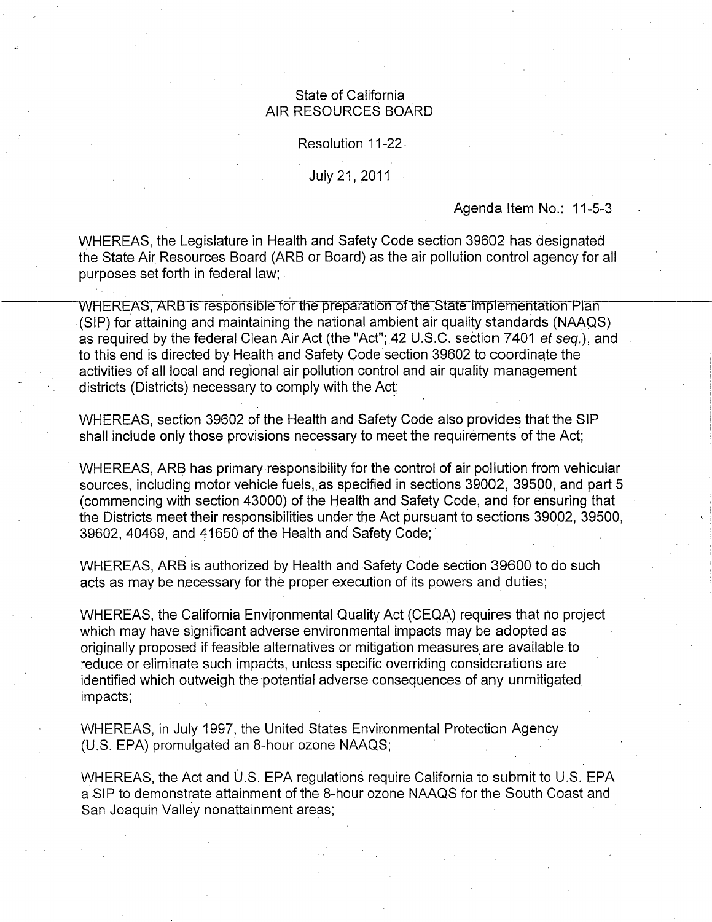State of California
AIR RESOURCES BOARD

Resolution 11-22

July 21, 2011

Agenda Item No.: 11-5-3

WHEREAS, the Legislature in Health and Safety Code section 39602 has designated the State Air Resources Board (ARB or Board) as the air pollution control agency for all purposes set forth in federal law;

WHEREAS, ARB is responsible for the preparation of the State Implementation Plan (SIP) for attaining and maintaining the national ambient air quality standards (NAAQS) as required by the federal Clean Air Act (the "Act"; 42 U.S.C. section 7401 *et seq.*), and to this end is directed by Health and Safety Code section 39602 to coordinate the activities of all local and regional air pollution control and air quality management districts (Districts) necessary to comply with the Act;

WHEREAS, section 39602 of the Health and Safety Code also provides that the SIP shall include only those provisions necessary to meet the requirements of the Act;

WHEREAS, ARB has primary responsibility for the control of air pollution from vehicular sources, including motor vehicle fuels, as specified in sections 39002, 39500, and part 5 (commencing with section 43000) of the Health and Safety Code, and for ensuring that the Districts meet their responsibilities under the Act pursuant to sections 39002, 39500, 39602, 40469, and 41650 of the Health and Safety Code;

WHEREAS, ARB is authorized by Health and Safety Code section 39600 to do such acts as may be necessary for the proper execution of its powers and duties;

WHEREAS, the California Environmental Quality Act (CEQA) requires that no project which may have significant adverse environmental impacts may be adopted as originally proposed if feasible alternatives or mitigation measures are available to reduce or eliminate such impacts, unless specific overriding considerations are identified which outweigh the potential adverse consequences of any unmitigated impacts;

WHEREAS, in July 1997, the United States Environmental Protection Agency (U.S. EPA) promulgated an 8-hour ozone NAAQS;

WHEREAS, the Act and U.S. EPA regulations require California to submit to U.S. EPA a SIP to demonstrate attainment of the 8-hour ozone NAAQS for the South Coast and San Joaquin Valley nonattainment areas;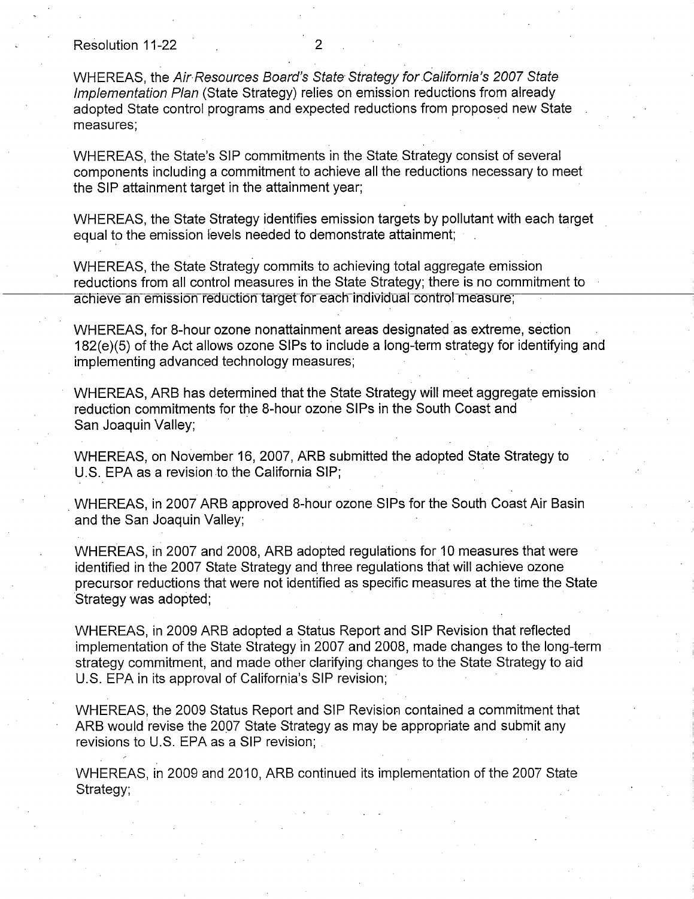WHEREAS, the *Air Resources Board's State Strategy for California's 2007 State Implementation Plan* (State Strategy) relies on emission reductions from already adopted State control programs and expected reductions from proposed new State measures;

WHEREAS, the State's SIP commitments in the State Strategy consist of several components including a commitment to achieve all the reductions necessary to meet the SIP attainment target in the attainment year;

WHEREAS, the State Strategy identifies emission targets by pollutant with each target equal to the emission levels needed to demonstrate attainment;

WHEREAS, the State Strategy commits to achieving total aggregate emission reductions from all control measures in the State Strategy; there is no commitment to achieve an emission reduction target for each individual control measure;

WHEREAS, for 8-hour ozone nonattainment areas designated as extreme, section 182(e)(5) of the Act allows ozone SIPs to include a long-term strategy for identifying and implementing advanced technology measures;

WHEREAS, ARB has determined that the State Strategy will meet aggregate emission reduction commitments for the 8-hour ozone SIPs in the South Coast and San Joaquin Valley;

WHEREAS, on November 16, 2007, ARB submitted the adopted State Strategy to U.S. EPA as a revision to the California SIP;

WHEREAS, in 2007 ARB approved 8-hour ozone SIPs for the South Coast Air Basin and the San Joaquin Valley;

WHEREAS, in 2007 and 2008, ARB adopted regulations for 10 measures that were identified in the 2007 State Strategy and three regulations that will achieve ozone precursor reductions that were not identified as specific measures at the time the State Strategy was adopted;

WHEREAS, in 2009 ARB adopted a Status Report and SIP Revision that reflected implementation of the State Strategy in 2007 and 2008, made changes to the long-term strategy commitment, and made other clarifying changes to the State Strategy to aid U.S. EPA in its approval of California's SIP revision;

WHEREAS, the 2009 Status Report and SIP Revision contained a commitment that ARB would revise the 2007 State Strategy as may be appropriate and submit any revisions to U.S. EPA as a SIP revision;

WHEREAS, in 2009 and 2010, ARB continued its implementation of the 2007 State Strategy;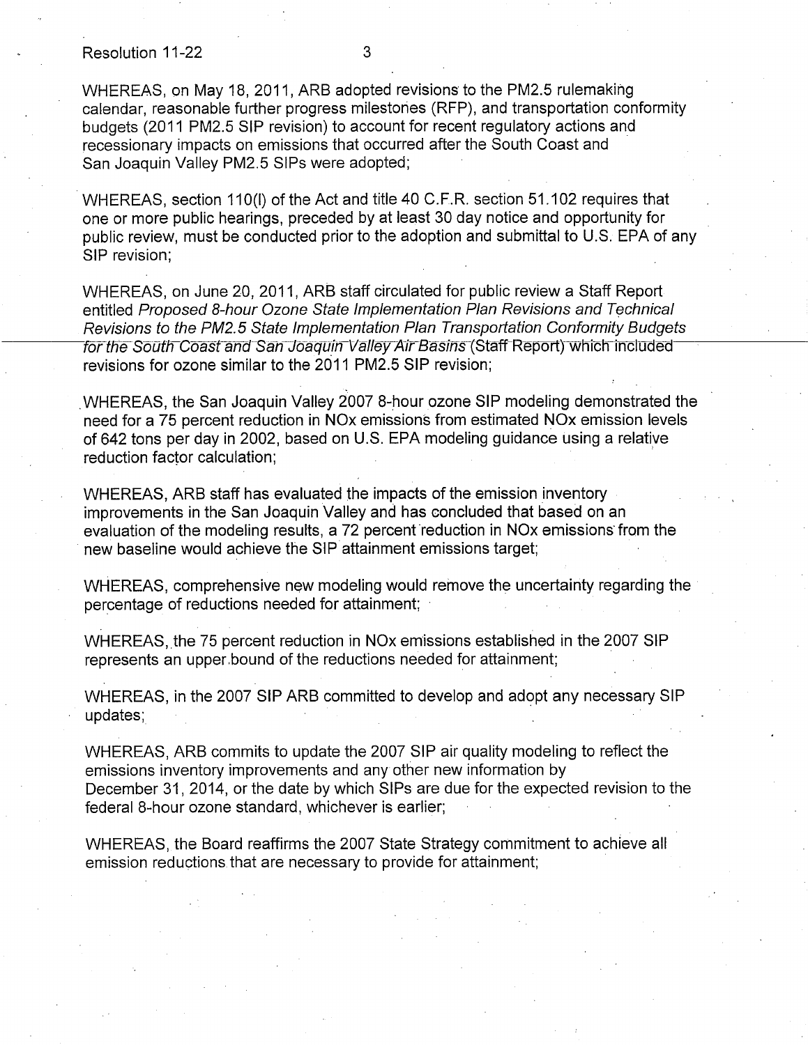WHEREAS, on May 18, 2011, ARB adopted revisions to the PM2.5 rulemaking calendar, reasonable further progress milestones (RFP), and transportation conformity budgets (2011 PM2.5 SIP revision) to account for recent regulatory actions and recessionary impacts on emissions that occurred after the South Coast and San Joaquin Valley PM2.5 SIPs were adopted;

WHEREAS, section 110(l) of the Act and title 40 C.F.R. section 51.102 requires that one or more public hearings, preceded by at least 30 day notice and opportunity for public review, must be conducted prior to the adoption and submittal to U.S. EPA of any SIP revision;

WHEREAS, on June 20, 2011, ARB staff circulated for public review a Staff Report entitled *Proposed 8-hour Ozone State Implementation Plan Revisions and Technical Revisions to the PM2.5 State Implementation Plan Transportation Conformity Budgets for the South Coast and San Joaquin Valley Air Basins* (Staff Report) which included revisions for ozone similar to the 2011 PM2.5 SIP revision;

WHEREAS, the San Joaquin Valley 2007 8-hour ozone SIP modeling demonstrated the need for a 75 percent reduction in NOx emissions from estimated NOx emission levels of 642 tons per day in 2002, based on U.S. EPA modeling guidance using a relative reduction factor calculation;

WHEREAS, ARB staff has evaluated the impacts of the emission inventory improvements in the San Joaquin Valley and has concluded that based on an evaluation of the modeling results, a 72 percent reduction in NOx emissions from the new baseline would achieve the SIP attainment emissions target;

WHEREAS, comprehensive new modeling would remove the uncertainty regarding the percentage of reductions needed for attainment;

WHEREAS, the 75 percent reduction in NOx emissions established in the 2007 SIP represents an upper bound of the reductions needed for attainment;

WHEREAS, in the 2007 SIP ARB committed to develop and adopt any necessary SIP updates;

WHEREAS, ARB commits to update the 2007 SIP air quality modeling to reflect the emissions inventory improvements and any other new information by December 31, 2014, or the date by which SIPs are due for the expected revision to the federal 8-hour ozone standard, whichever is earlier;

WHEREAS, the Board reaffirms the 2007 State Strategy commitment to achieve all emission reductions that are necessary to provide for attainment;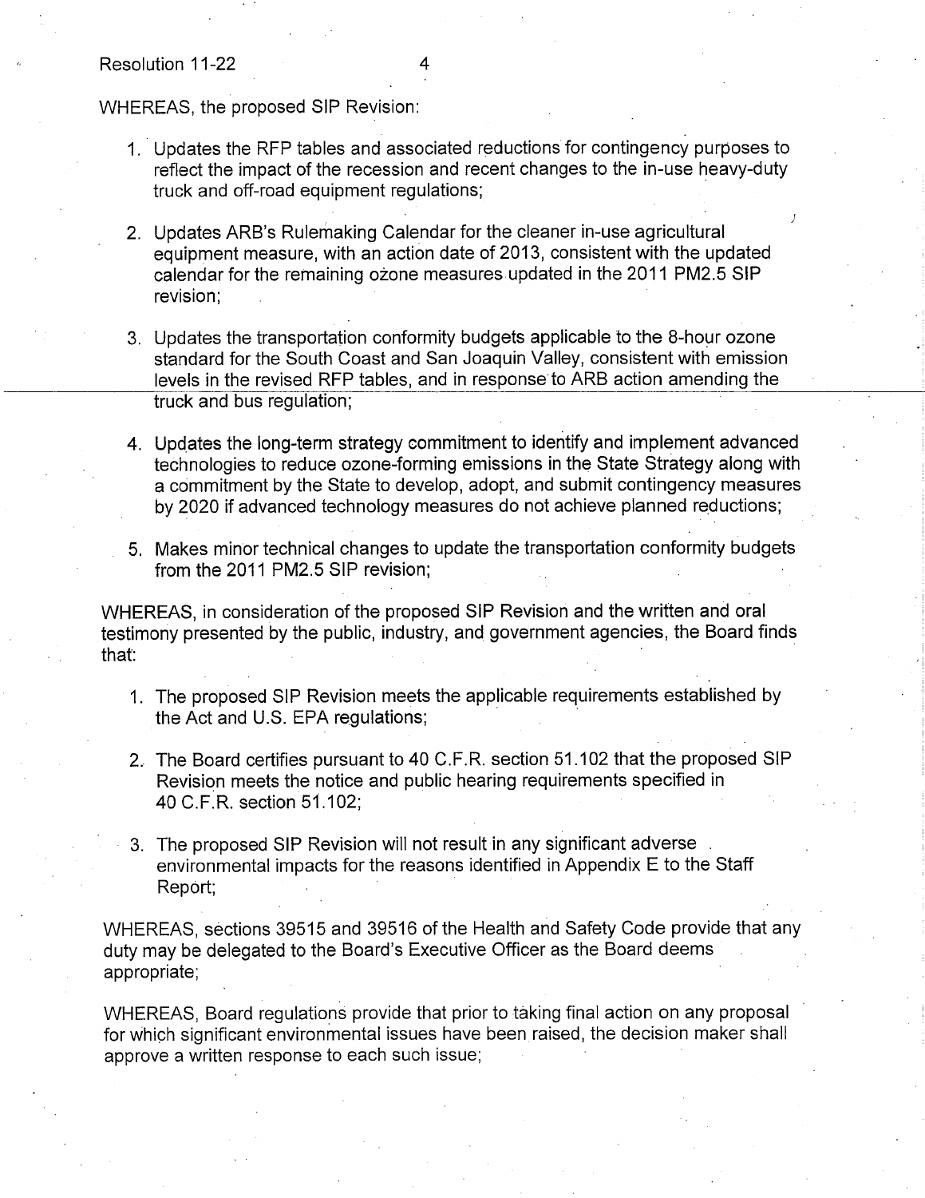WHEREAS, the proposed SIP Revision:

1. Updates the RFP tables and associated reductions for contingency purposes to reflect the impact of the recession and recent changes to the in-use heavy-duty truck and off-road equipment regulations;

2. Updates ARB's Rulemaking Calendar for the cleaner in-use agricultural equipment measure, with an action date of 2013, consistent with the updated calendar for the remaining ozone measures updated in the 2011 PM2.5 SIP revision;

3. Updates the transportation conformity budgets applicable to the 8-hour ozone standard for the South Coast and San Joaquin Valley, consistent with emission levels in the revised RFP tables, and in response to ARB action amending the truck and bus regulation;

4. Updates the long-term strategy commitment to identify and implement advanced technologies to reduce ozone-forming emissions in the State Strategy along with a commitment by the State to develop, adopt, and submit contingency measures by 2020 if advanced technology measures do not achieve planned reductions;

5. Makes minor technical changes to update the transportation conformity budgets from the 2011 PM2.5 SIP revision;

WHEREAS, in consideration of the proposed SIP Revision and the written and oral testimony presented by the public, industry, and government agencies, the Board finds that:

1. The proposed SIP Revision meets the applicable requirements established by the Act and U.S. EPA regulations;

2. The Board certifies pursuant to 40 C.F.R. section 51.102 that the proposed SIP Revision meets the notice and public hearing requirements specified in 40 C.F.R. section 51.102;

3. The proposed SIP Revision will not result in any significant adverse environmental impacts for the reasons identified in Appendix E to the Staff Report;

WHEREAS, sections 39515 and 39516 of the Health and Safety Code provide that any duty may be delegated to the Board's Executive Officer as the Board deems appropriate;

WHEREAS, Board regulations provide that prior to taking final action on any proposal for which significant environmental issues have been raised, the decision maker shall approve a written response to each such issue;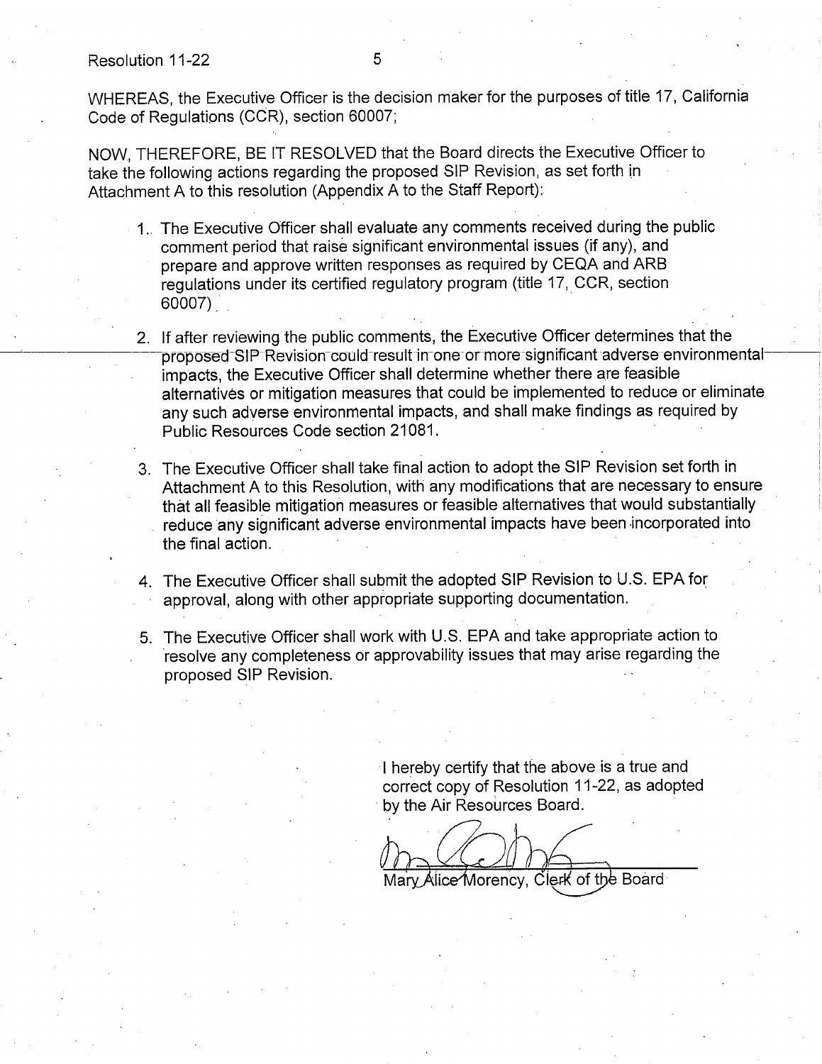WHEREAS, the Executive Officer is the decision maker for the purposes of title 17, California Code of Regulations (CCR), section 60007;

NOW, THEREFORE, BE IT RESOLVED that the Board directs the Executive Officer to take the following actions regarding the proposed SIP Revision, as set forth in Attachment A to this resolution (Appendix A to the Staff Report):

1. The Executive Officer shall evaluate any comments received during the public comment period that raise significant environmental issues (if any), and prepare and approve written responses as required by CEQA and ARB regulations under its certified regulatory program (title 17, CCR, section 60007).

2. If after reviewing the public comments, the Executive Officer determines that the proposed SIP Revision could result in one or more significant adverse environmental impacts, the Executive Officer shall determine whether there are feasible alternatives or mitigation measures that could be implemented to reduce or eliminate any such adverse environmental impacts, and shall make findings as required by Public Resources Code section 21081.

3. The Executive Officer shall take final action to adopt the SIP Revision set forth in Attachment A to this Resolution, with any modifications that are necessary to ensure that all feasible mitigation measures or feasible alternatives that would substantially reduce any significant adverse environmental impacts have been incorporated into the final action.

4. The Executive Officer shall submit the adopted SIP Revision to U.S. EPA for approval, along with other appropriate supporting documentation.

5. The Executive Officer shall work with U.S. EPA and take appropriate action to resolve any completeness or approvability issues that may arise regarding the proposed SIP Revision.

I hereby certify that the above is a true and correct copy of Resolution 11-22, as adopted by the Air Resources Board.

Mary Alice Morency, Clerk of the Board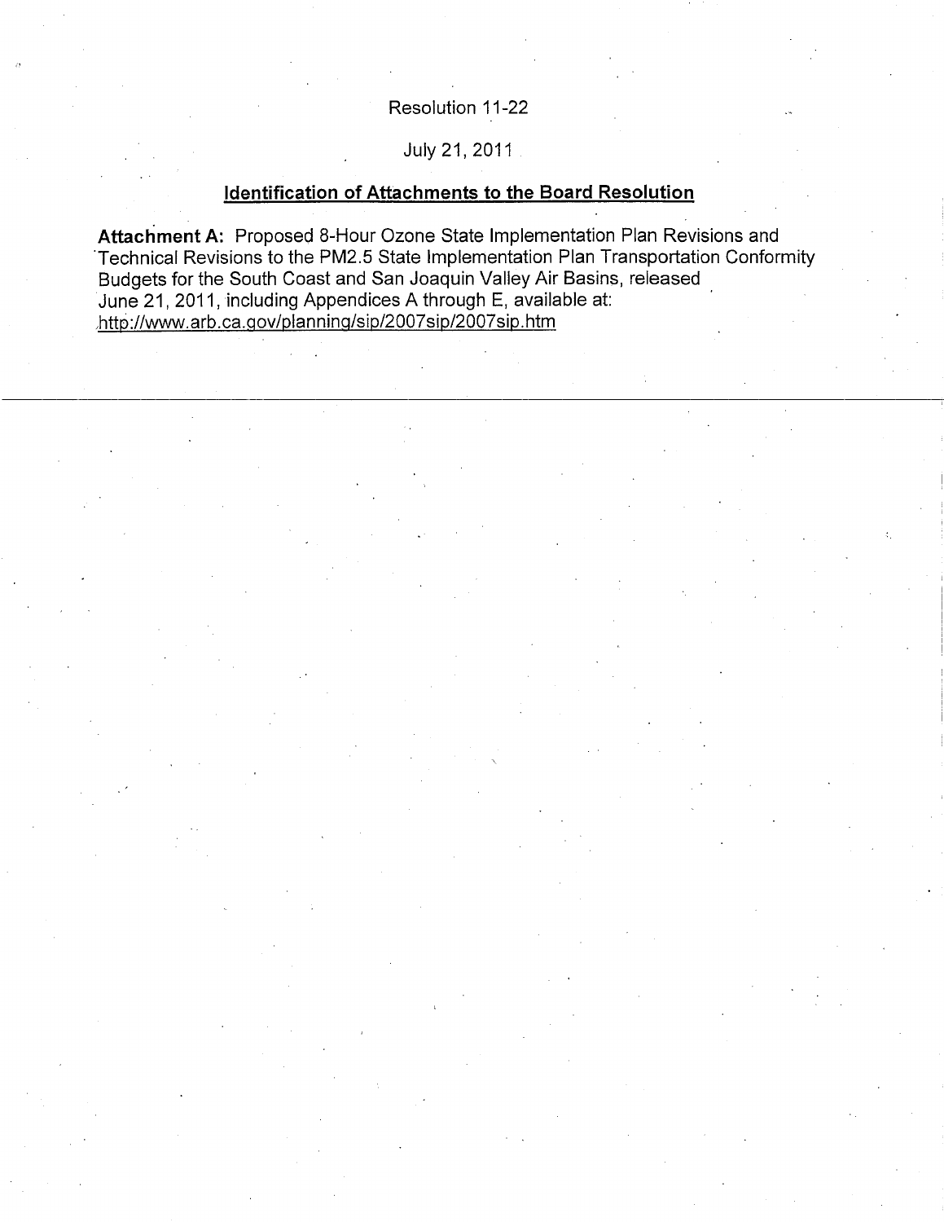Resolution 11-22

July 21, 2011

## Identification of Attachments to the Board Resolution

**Attachment A:** Proposed 8-Hour Ozone State Implementation Plan Revisions and Technical Revisions to the PM2.5 State Implementation Plan Transportation Conformity Budgets for the South Coast and San Joaquin Valley Air Basins, released June 21, 2011, including Appendices A through E, available at: http://www.arb.ca.gov/planning/sip/2007sip/2007sip.htm